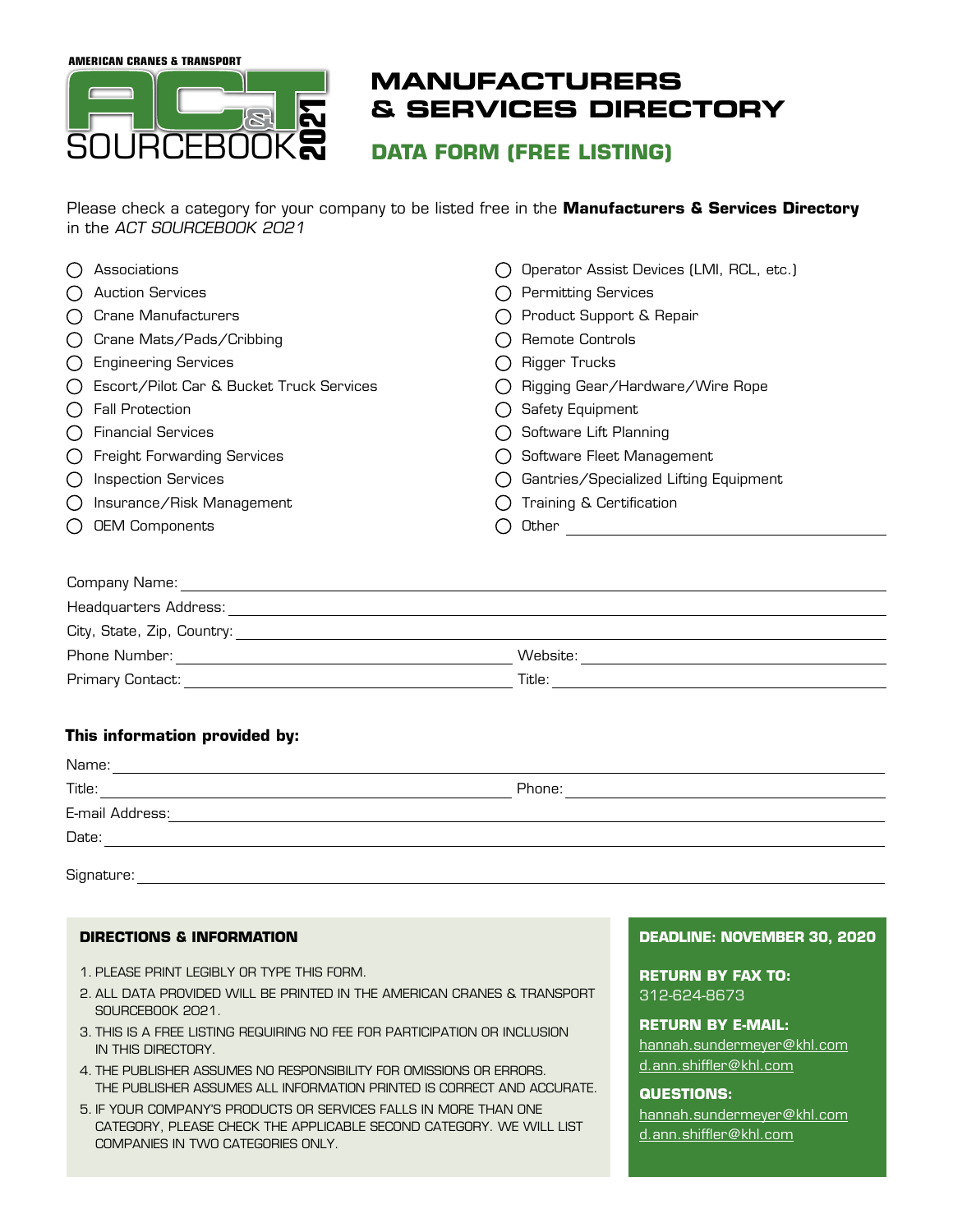AMERICAN CRANES & TRANSPORT

ACT SOURCEBOOK 2021

# MANUFACTURERS & SERVICES DIRECTORY

## DATA FORM (FREE LISTING)

Please check a category for your company to be listed free in the **Manufacturers & Services Directory** in the *ACT SOURCEBOOK 2021*

- ◯ Associations
- ◯ Auction Services
- ◯ Crane Manufacturers
- ◯ Crane Mats/Pads/Cribbing
- ◯ Engineering Services
- ◯ Escort/Pilot Car & Bucket Truck Services
- ◯ Fall Protection
- ◯ Financial Services
- ◯ Freight Forwarding Services
- ◯ Inspection Services
- ◯ Insurance/Risk Management
- ◯ OEM Components
- ◯ Operator Assist Devices (LMI, RCL, etc.)
- ◯ Permitting Services
- ◯ Product Support & Repair
- ◯ Remote Controls
- ◯ Rigger Trucks
- ◯ Rigging Gear/Hardware/Wire Rope
- ◯ Safety Equipment
- ◯ Software Lift Planning
- ◯ Software Fleet Management
- ◯ Gantries/Specialized Lifting Equipment
- ◯ Training & Certification
- ◯ Other ______________________

Company Name: ______________________

Headquarters Address: ______________________

City, State, Zip, Country: ______________________

Phone Number: ______________________ Website: ______________________

Primary Contact: ______________________ Title: ______________________

**This information provided by:**

Name: ______________________

Title: ______________________ Phone: ______________________

E-mail Address: ______________________

Date: ______________________

Signature: ______________________

### DIRECTIONS & INFORMATION

1. PLEASE PRINT LEGIBLY OR TYPE THIS FORM.
2. ALL DATA PROVIDED WILL BE PRINTED IN THE AMERICAN CRANES & TRANSPORT SOURCEBOOK 2021.
3. THIS IS A FREE LISTING REQUIRING NO FEE FOR PARTICIPATION OR INCLUSION IN THIS DIRECTORY.
4. THE PUBLISHER ASSUMES NO RESPONSIBILITY FOR OMISSIONS OR ERRORS. THE PUBLISHER ASSUMES ALL INFORMATION PRINTED IS CORRECT AND ACCURATE.
5. IF YOUR COMPANY'S PRODUCTS OR SERVICES FALLS IN MORE THAN ONE CATEGORY, PLEASE CHECK THE APPLICABLE SECOND CATEGORY. WE WILL LIST COMPANIES IN TWO CATEGORIES ONLY.

**DEADLINE: NOVEMBER 30, 2020**

**RETURN BY FAX TO:**
312-624-8673

**RETURN BY E-MAIL:**
hannah.sundermeyer@khl.com
d.ann.shiffler@khl.com

**QUESTIONS:**
hannah.sundermeyer@khl.com
d.ann.shiffler@khl.com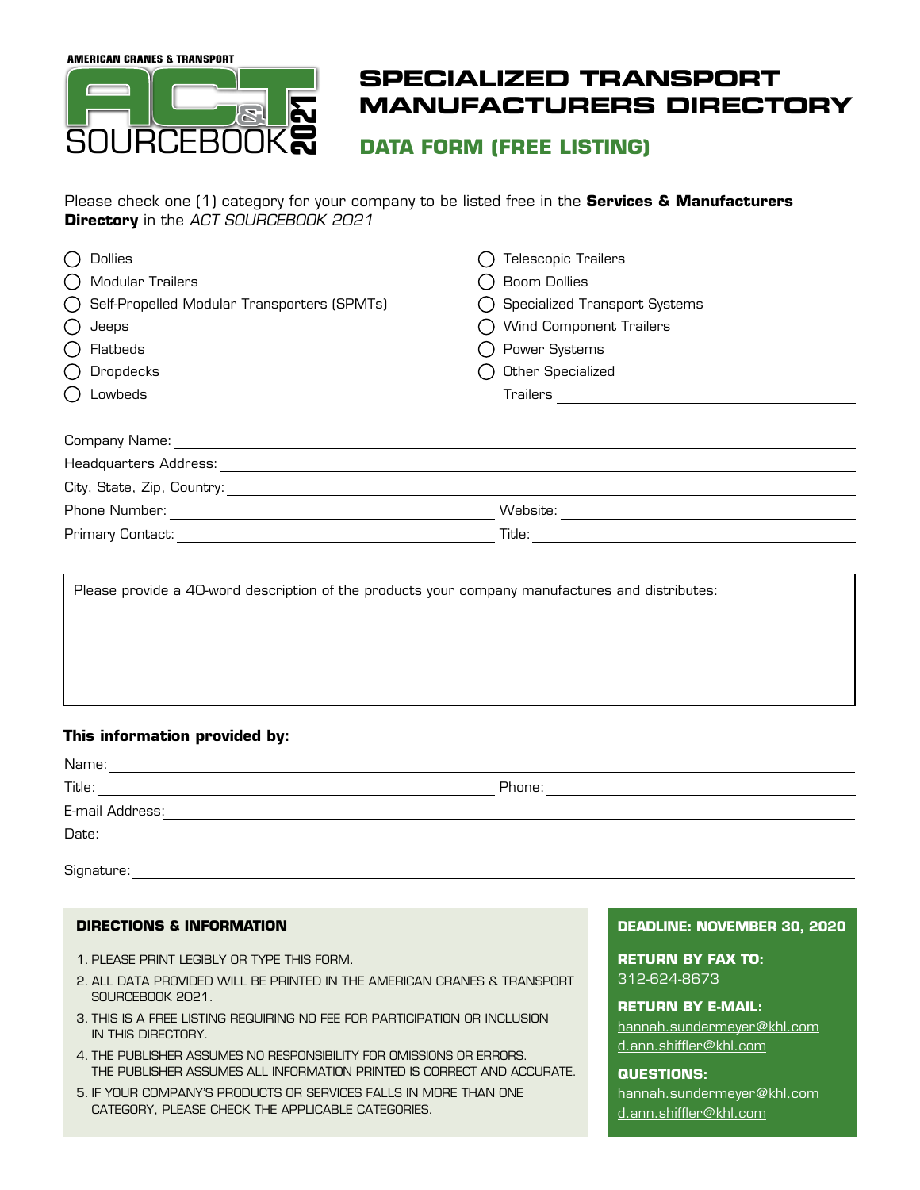AMERICAN CRANES & TRANSPORT

ACT SOURCEBOOK 2021

# SPECIALIZED TRANSPORT MANUFACTURERS DIRECTORY

## DATA FORM (FREE LISTING)

Please check one (1) category for your company to be listed free in the **Services & Manufacturers Directory** in the *ACT SOURCEBOOK 2021*

- ◯ Dollies
- ◯ Modular Trailers
- ◯ Self-Propelled Modular Transporters (SPMTs)
- ◯ Jeeps
- ◯ Flatbeds
- ◯ Dropdecks
- ◯ Lowbeds
- ◯ Telescopic Trailers
- ◯ Boom Dollies
- ◯ Specialized Transport Systems
- ◯ Wind Component Trailers
- ◯ Power Systems
- ◯ Other Specialized Trailers ____________________

Company Name: ____________________

Headquarters Address: ____________________

City, State, Zip, Country: ____________________

Phone Number: ____________________ Website: ____________________

Primary Contact: ____________________ Title: ____________________

Please provide a 40-word description of the products your company manufactures and distributes:

**This information provided by:**

Name: ____________________

Title: ____________________ Phone: ____________________

E-mail Address: ____________________

Date: ____________________

Signature: ____________________

### DIRECTIONS & INFORMATION

1. PLEASE PRINT LEGIBLY OR TYPE THIS FORM.
2. ALL DATA PROVIDED WILL BE PRINTED IN THE AMERICAN CRANES & TRANSPORT SOURCEBOOK 2021.
3. THIS IS A FREE LISTING REQUIRING NO FEE FOR PARTICIPATION OR INCLUSION IN THIS DIRECTORY.
4. THE PUBLISHER ASSUMES NO RESPONSIBILITY FOR OMISSIONS OR ERRORS. THE PUBLISHER ASSUMES ALL INFORMATION PRINTED IS CORRECT AND ACCURATE.
5. IF YOUR COMPANY'S PRODUCTS OR SERVICES FALLS IN MORE THAN ONE CATEGORY, PLEASE CHECK THE APPLICABLE CATEGORIES.

**DEADLINE: NOVEMBER 30, 2020**

**RETURN BY FAX TO:**
312-624-8673

**RETURN BY E-MAIL:**
hannah.sundermeyer@khl.com
d.ann.shiffler@khl.com

**QUESTIONS:**
hannah.sundermeyer@khl.com
d.ann.shiffler@khl.com